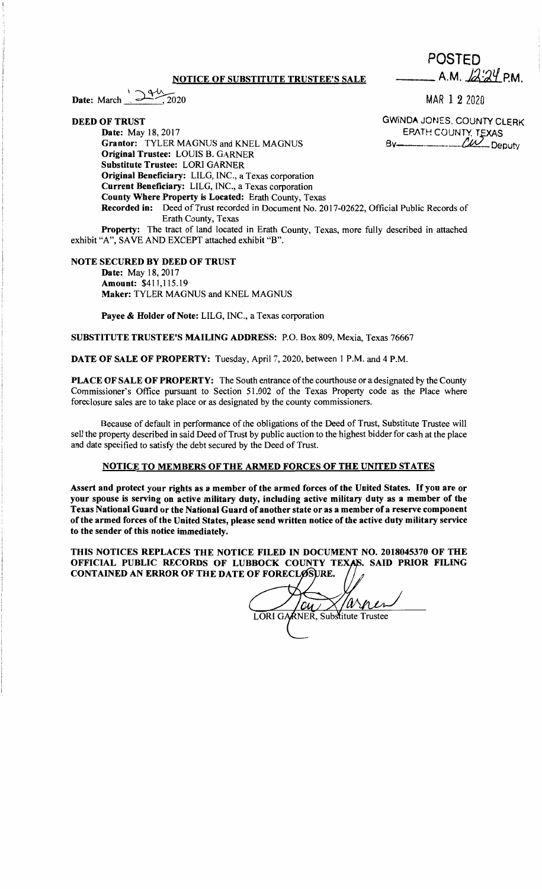**POSTED**

_____ A.M. 12:24 P.M.

MAR 1 2 2020

GWINDA JONES, COUNTY CLERK
ERATH COUNTY, TEXAS
By _____ CW _____ Deputy

## NOTICE OF SUBSTITUTE TRUSTEE'S SALE

**Date:** March 24th, 2020

**DEED OF TRUST**

**Date:** May 18, 2017
**Grantor:** TYLER MAGNUS and KNEL MAGNUS
**Original Trustee:** LOUIS B. GARNER
**Substitute Trustee:** LORI GARNER
**Original Beneficiary:** LILG, INC., a Texas corporation
**Current Beneficiary:** LILG, INC., a Texas corporation
**County Where Property is Located:** Erath County, Texas
**Recorded in:** Deed of Trust recorded in Document No. 2017-02622, Official Public Records of Erath County, Texas

**Property:** The tract of land located in Erath County, Texas, more fully described in attached exhibit "A", SAVE AND EXCEPT attached exhibit "B".

**NOTE SECURED BY DEED OF TRUST**

**Date:** May 18, 2017
**Amount:** $411,115.19
**Maker:** TYLER MAGNUS and KNEL MAGNUS

**Payee & Holder of Note:** LILG, INC., a Texas corporation

**SUBSTITUTE TRUSTEE'S MAILING ADDRESS:** P.O. Box 809, Mexia, Texas 76667

**DATE OF SALE OF PROPERTY:** Tuesday, April 7, 2020, between 1 P.M. and 4 P.M.

**PLACE OF SALE OF PROPERTY:** The South entrance of the courthouse or a designated by the County Commissioner's Office pursuant to Section 51.002 of the Texas Property code as the Place where foreclosure sales are to take place or as designated by the county commissioners.

Because of default in performance of the obligations of the Deed of Trust, Substitute Trustee will sell the property described in said Deed of Trust by public auction to the highest bidder for cash at the place and date specified to satisfy the debt secured by the Deed of Trust.

## NOTICE TO MEMBERS OF THE ARMED FORCES OF THE UNITED STATES

**Assert and protect your rights as a member of the armed forces of the United States. If you are or your spouse is serving on active military duty, including active military duty as a member of the Texas National Guard or the National Guard of another state or as a member of a reserve component of the armed forces of the United States, please send written notice of the active duty military service to the sender of this notice immediately.**

**THIS NOTICES REPLACES THE NOTICE FILED IN DOCUMENT NO. 2018045370 OF THE OFFICIAL PUBLIC RECORDS OF LUBBOCK COUNTY TEXAS. SAID PRIOR FILING CONTAINED AN ERROR OF THE DATE OF FORECLOSURE.**

LORI GARNER, Substitute Trustee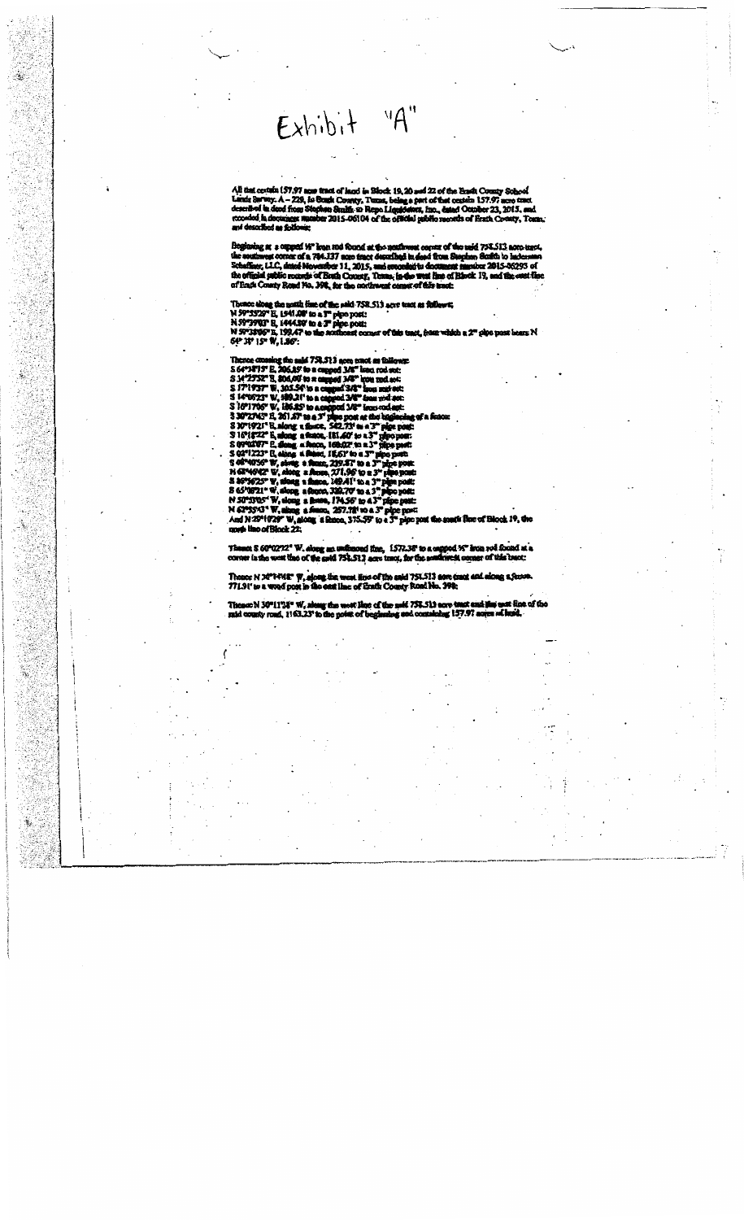# Exhibit "A"

All that certain 157.97 acre tract of land in Block 19, 20 and 22 of the Erath County School Lands Survey, A – 229, in Erath County, Texas, being a part of that certain 157.97 acre tract described in deed from Stephen Smith to Repo Liquidators, Inc., dated October 23, 2015, and recorded in document number 2015-06104 of the official public records of Erath County, Texas, and described as follows:

Beginning at a capped ½" iron rod found at the northwest corner of the said 758.513 acre tract, the southwest corner of a 784.137 acre tract described in deed from Stephen Smith to Ledermann Schaffner, LLC, dated November 11, 2015, and recorded in document number 2015-06295 of the official public records of Erath County, Texas, in the west line of Block 19, and the east line of Erath County Road No. 398, for the northwest corner of this tract:

Thence along the north line of the said 758.513 acre tract as follows;
N 59°55'20" E, 1941.08' to a 3" pipe post;
N 59°39'03" E, 1444.89' to a 3" pipe post;
N 59°38'06" E, 193.47' to the northeast corner of this tract, from which a 2" pipe post bears N 64° 38' 15" W, 1.86':

Thence crossing the said 758.513 acre tract as follows:
S 64°38'15" E, 206.85' to a capped 3/8" iron rod set;
S 34°25'52" E, 804.60' to a capped 3/8" iron rod set;
S 17°19'37" W, 305.54' to a capped 3/8" iron rod set;
S 14°06'23" W, 580.21' to a capped 3/8" iron rod set;
S 16°17'06" W, 186.85' to a capped 3/8" iron rod set;
S 30°27'43" E, 261.57' to a 3" pipe post at the beginning of a fence;
S 30°19'21" E, along a fence, 542.73' to a 3" pipe post;
S 16°18'22" E, along a fence, 181.60' to a 3" pipe post;
S 09°02'07" E, along a fence, 160.02' to a 3" pipe post;
S 03°12'23" E, along a fence, 18.67' to a 3" pipe post;
S 68°40'50" W, along a fence, 239.87' to a 3" pipe post;
N 68°46'42" W, along a fence, 271.96' to a 3" pipe post;
S 86°36'25" W, along a fence, 149.41' to a 3" pipe post;
S 65°08'21" W, along a fence, 320.70' to a 3" pipe post;
N 50°53'05" W, along a fence, 174.56' to a 3" pipe post;
N 62°55'43" W, along a fence, 257.78' to a 3" pipe post;
And N 29°10'29" W, along a fence, 375.59' to a 3" pipe post the south line of Block 19, the north line of Block 22;

Thence S 60°02'22" W, along an unfenced line, 1572.38' to a capped ½" iron rod found at a corner in the west line of the said 758.513 acre tract, for the southwest corner of this tract;

Thence N 30°14'48" W, along the west line of the said 758.513 acre tract and along a fence, 771.91' to a wood post in the east line of Erath County Road No. 398;

Thence N 30°11'58" W, along the west line of the said 758.513 acre tract and the east line of the said county road, 1163.23' to the point of beginning and containing 157.97 acres of land.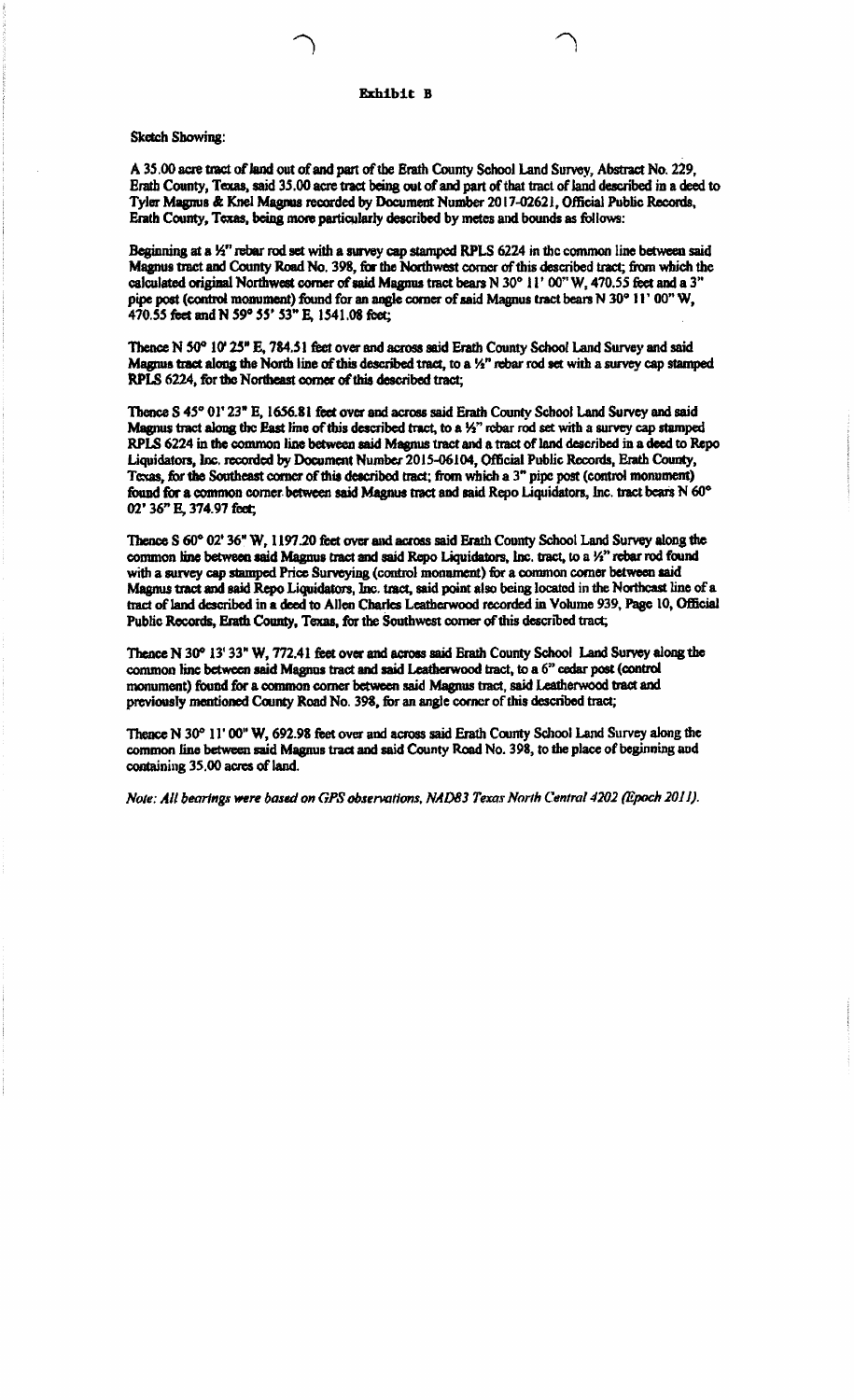# Exhibit B

Sketch Showing:

A 35.00 acre tract of land out of and part of the Erath County School Land Survey, Abstract No. 229, Erath County, Texas, said 35.00 acre tract being out of and part of that tract of land described in a deed to Tyler Magnus & Knel Magnus recorded by Document Number 2017-02621, Official Public Records, Erath County, Texas, being more particularly described by metes and bounds as follows:

Beginning at a ½" rebar rod set with a survey cap stamped RPLS 6224 in the common line between said Magnus tract and County Road No. 398, for the Northwest corner of this described tract; from which the calculated original Northwest corner of said Magnus tract bears N 30° 11' 00" W, 470.55 feet and a 3" pipe post (control monument) found for an angle corner of said Magnus tract bears N 30° 11' 00" W, 470.55 feet and N 59° 55' 53" E, 1541.08 feet;

Thence N 50° 10' 25" E, 784.51 feet over and across said Erath County School Land Survey and said Magnus tract along the North line of this described tract, to a ½" rebar rod set with a survey cap stamped RPLS 6224, for the Northeast corner of this described tract;

Thence S 45° 01' 23" E, 1656.81 feet over and across said Erath County School Land Survey and said Magnus tract along the East line of this described tract, to a ½" rebar rod set with a survey cap stamped RPLS 6224 in the common line between said Magnus tract and a tract of land described in a deed to Repo Liquidators, Inc. recorded by Document Number 2015-06104, Official Public Records, Erath County, Texas, for the Southeast corner of this described tract; from which a 3" pipe post (control monument) found for a common corner between said Magnus tract and said Repo Liquidators, Inc. tract bears N 60° 02' 36" E, 374.97 feet;

Thence S 60° 02' 36" W, 1197.20 feet over and across said Erath County School Land Survey along the common line between said Magnus tract and said Repo Liquidators, Inc. tract, to a ½" rebar rod found with a survey cap stamped Price Surveying (control monument) for a common corner between said Magnus tract and said Repo Liquidators, Inc. tract, said point also being located in the Northeast line of a tract of land described in a deed to Allen Charles Leatherwood recorded in Volume 939, Page 10, Official Public Records, Erath County, Texas, for the Southwest corner of this described tract;

Thence N 30° 13' 33" W, 772.41 feet over and across said Erath County School Land Survey along the common line between said Magnus tract and said Leatherwood tract, to a 6" cedar post (control monument) found for a common corner between said Magnus tract, said Leatherwood tract and previously mentioned County Road No. 398, for an angle corner of this described tract;

Thence N 30° 11' 00" W, 692.98 feet over and across said Erath County School Land Survey along the common line between said Magnus tract and said County Road No. 398, to the place of beginning and containing 35.00 acres of land.

*Note: All bearings were based on GPS observations, NAD83 Texas North Central 4202 (Epoch 2011).*